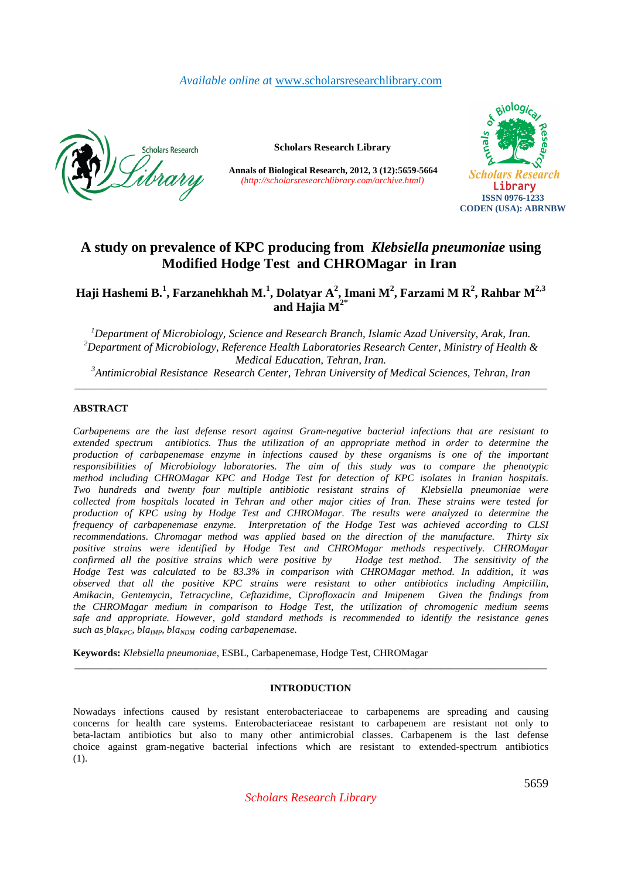# A study on prevalence of KPC producing from *Klebsiella pneumoniae* using Modified Hodge Test and CHROMagar in Iran

**Haji Hashemi B.[1], Farzanehkhah M.[1], Dolatyar A[2], Imani M[2], Farzami M R[2], Rahbar M[2,3] and Hajia M[2*]**

[1]*Department of Microbiology, Science and Research Branch, Islamic Azad University, Arak, Iran.*
[2]*Department of Microbiology, Reference Health Laboratories Research Center, Ministry of Health & Medical Education, Tehran, Iran.*
[3]*Antimicrobial Resistance Research Center, Tehran University of Medical Sciences, Tehran, Iran*

---

## ABSTRACT

*Carbapenems are the last defense resort against Gram-negative bacterial infections that are resistant to extended spectrum antibiotics. Thus the utilization of an appropriate method in order to determine the production of carbapenemase enzyme in infections caused by these organisms is one of the important responsibilities of Microbiology laboratories. The aim of this study was to compare the phenotypic method including CHROMagar KPC and Hodge Test for detection of KPC isolates in Iranian hospitals. Two hundreds and twenty four multiple antibiotic resistant strains of Klebsiella pneumoniae were collected from hospitals located in Tehran and other major cities of Iran. These strains were tested for production of KPC using by Hodge Test and CHROMagar. The results were analyzed to determine the frequency of carbapenemase enzyme. Interpretation of the Hodge Test was achieved according to CLSI recommendations. Chromagar method was applied based on the direction of the manufacture. Thirty six positive strains were identified by Hodge Test and CHROMagar methods respectively. CHROMagar confirmed all the positive strains which were positive by Hodge test method. The sensitivity of the Hodge Test was calculated to be 83.3% in comparison with CHROMagar method. In addition, it was observed that all the positive KPC strains were resistant to other antibiotics including Ampicillin, Amikacin, Gentemycin, Tetracycline, Ceftazidime, Ciprofloxacin and Imipenem Given the findings from the CHROMagar medium in comparison to Hodge Test, the utilization of chromogenic medium seems safe and appropriate. However, gold standard methods is recommended to identify the resistance genes such as $bla_{KPC}$, $bla_{IMP}$, $bla_{NDM}$ coding carbapenemase.*

**Keywords:** *Klebsiella pneumoniae,* ESBL, Carbapenemase, Hodge Test, CHROMagar

---

## INTRODUCTION

Nowadays infections caused by resistant enterobacteriaceae to carbapenems are spreading and causing concerns for health care systems. Enterobacteriaceae resistant to carbapenem are resistant not only to beta-lactam antibiotics but also to many other antimicrobial classes. Carbapenem is the last defense choice against gram-negative bacterial infections which are resistant to extended-spectrum antibiotics (1).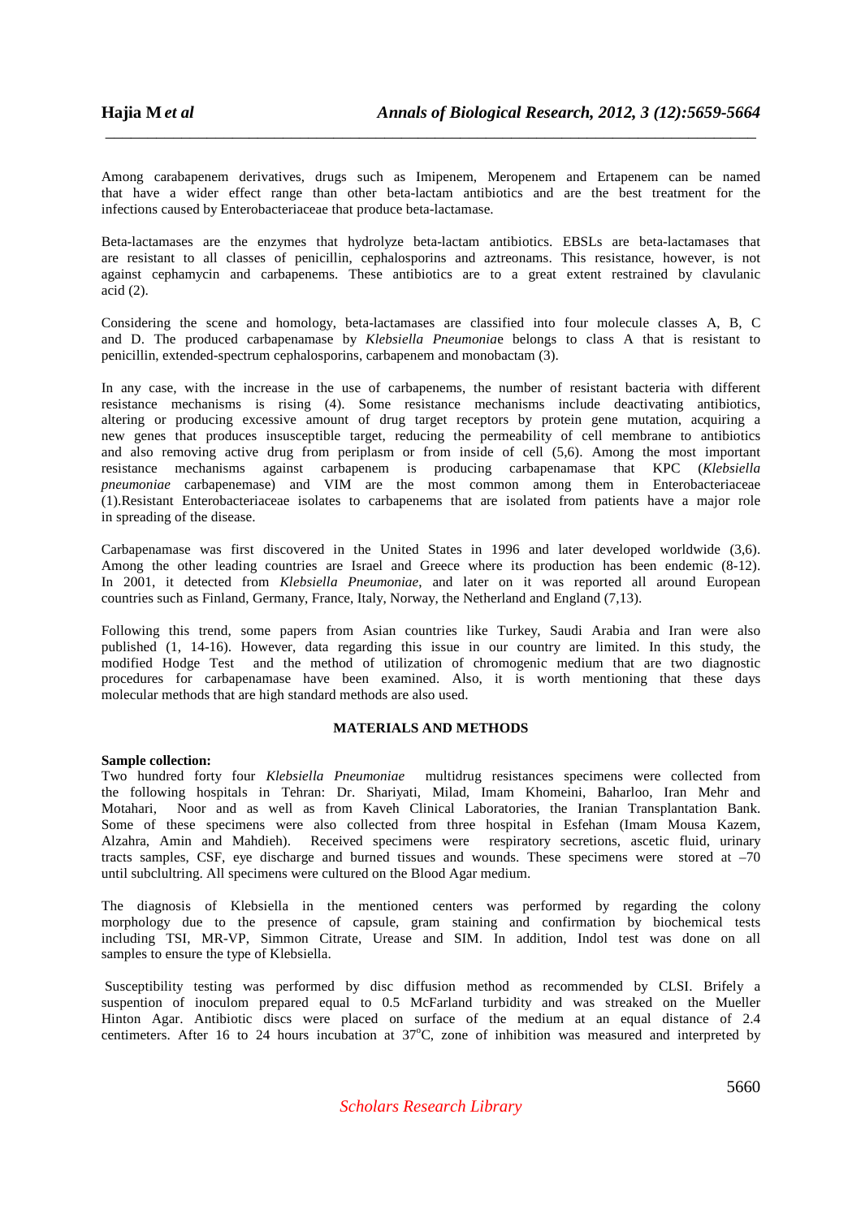Among carabapenem derivatives, drugs such as Imipenem, Meropenem and Ertapenem can be named that have a wider effect range than other beta-lactam antibiotics and are the best treatment for the infections caused by Enterobacteriaceae that produce beta-lactamase.

Beta-lactamases are the enzymes that hydrolyze beta-lactam antibiotics. EBSLs are beta-lactamases that are resistant to all classes of penicillin, cephalosporins and aztreonams. This resistance, however, is not against cephamycin and carbapenems. These antibiotics are to a great extent restrained by clavulanic acid (2).

Considering the scene and homology, beta-lactamases are classified into four molecule classes A, B, C and D. The produced carbapenamase by *Klebsiella Pneumoniae* belongs to class A that is resistant to penicillin, extended-spectrum cephalosporins, carbapenem and monobactam (3).

In any case, with the increase in the use of carbapenems, the number of resistant bacteria with different resistance mechanisms is rising (4). Some resistance mechanisms include deactivating antibiotics, altering or producing excessive amount of drug target receptors by protein gene mutation, acquiring a new genes that produces insusceptible target, reducing the permeability of cell membrane to antibiotics and also removing active drug from periplasm or from inside of cell (5,6). Among the most important resistance mechanisms against carbapenem is producing carbapenamase that KPC (*Klebsiella pneumoniae* carbapenemase) and VIM are the most common among them in Enterobacteriaceae (1).Resistant Enterobacteriaceae isolates to carbapenems that are isolated from patients have a major role in spreading of the disease.

Carbapenamase was first discovered in the United States in 1996 and later developed worldwide (3,6). Among the other leading countries are Israel and Greece where its production has been endemic (8-12). In 2001, it detected from *Klebsiella Pneumoniae*, and later on it was reported all around European countries such as Finland, Germany, France, Italy, Norway, the Netherland and England (7,13).

Following this trend, some papers from Asian countries like Turkey, Saudi Arabia and Iran were also published (1, 14-16). However, data regarding this issue in our country are limited. In this study, the modified Hodge Test and the method of utilization of chromogenic medium that are two diagnostic procedures for carbapenamase have been examined. Also, it is worth mentioning that these days molecular methods that are high standard methods are also used.

## MATERIALS AND METHODS

**Sample collection:**
Two hundred forty four *Klebsiella Pneumoniae* multidrug resistances specimens were collected from the following hospitals in Tehran: Dr. Shariyati, Milad, Imam Khomeini, Baharloo, Iran Mehr and Motahari, Noor and as well as from Kaveh Clinical Laboratories, the Iranian Transplantation Bank. Some of these specimens were also collected from three hospital in Esfehan (Imam Mousa Kazem, Alzahra, Amin and Mahdieh). Received specimens were respiratory secretions, ascetic fluid, urinary tracts samples, CSF, eye discharge and burned tissues and wounds. These specimens were stored at –70 until subclultring. All specimens were cultured on the Blood Agar medium.

The diagnosis of Klebsiella in the mentioned centers was performed by regarding the colony morphology due to the presence of capsule, gram staining and confirmation by biochemical tests including TSI, MR-VP, Simmon Citrate, Urease and SIM. In addition, Indol test was done on all samples to ensure the type of Klebsiella.

Susceptibility testing was performed by disc diffusion method as recommended by CLSI. Brifely a suspention of inoculom prepared equal to 0.5 McFarland turbidity and was streaked on the Mueller Hinton Agar. Antibiotic discs were placed on surface of the medium at an equal distance of 2.4 centimeters. After 16 to 24 hours incubation at 37°C, zone of inhibition was measured and interpreted by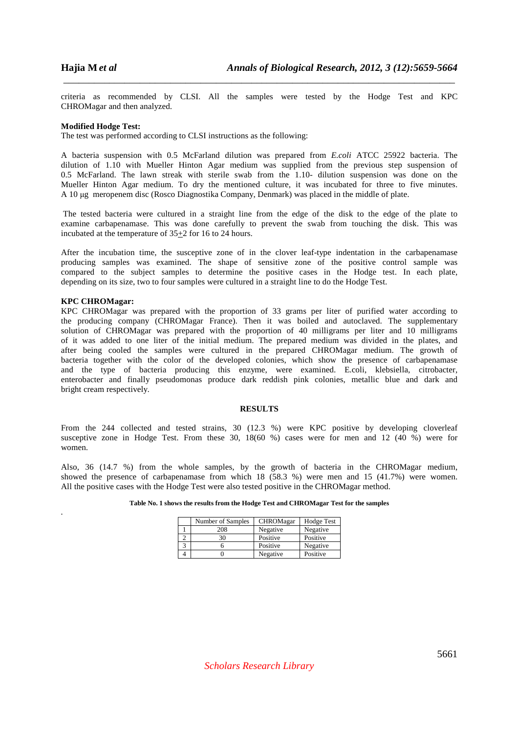criteria as recommended by CLSI. All the samples were tested by the Hodge Test and KPC CHROMagar and then analyzed.

**Modified Hodge Test:**
The test was performed according to CLSI instructions as the following:

A bacteria suspension with 0.5 McFarland dilution was prepared from *E.coli* ATCC 25922 bacteria. The dilution of 1.10 with Mueller Hinton Agar medium was supplied from the previous step suspension of 0.5 McFarland. The lawn streak with sterile swab from the 1.10- dilution suspension was done on the Mueller Hinton Agar medium. To dry the mentioned culture, it was incubated for three to five minutes. A 10 µg meropenem disc (Rosco Diagnostika Company, Denmark) was placed in the middle of plate.

The tested bacteria were cultured in a straight line from the edge of the disk to the edge of the plate to examine carbapenamase. This was done carefully to prevent the swab from touching the disk. This was incubated at the temperature of 35$\pm$2 for 16 to 24 hours.

After the incubation time, the susceptive zone of in the clover leaf-type indentation in the carbapenamase producing samples was examined. The shape of sensitive zone of the positive control sample was compared to the subject samples to determine the positive cases in the Hodge test. In each plate, depending on its size, two to four samples were cultured in a straight line to do the Hodge Test.

**KPC CHROMagar:**
KPC CHROMagar was prepared with the proportion of 33 grams per liter of purified water according to the producing company (CHROMagar France). Then it was boiled and autoclaved. The supplementary solution of CHROMagar was prepared with the proportion of 40 milligrams per liter and 10 milligrams of it was added to one liter of the initial medium. The prepared medium was divided in the plates, and after being cooled the samples were cultured in the prepared CHROMagar medium. The growth of bacteria together with the color of the developed colonies, which show the presence of carbapenamase and the type of bacteria producing this enzyme, were examined. E.coli, klebsiella, citrobacter, enterobacter and finally pseudomonas produce dark reddish pink colonies, metallic blue and dark and bright cream respectively.

## RESULTS

From the 244 collected and tested strains, 30 (12.3 %) were KPC positive by developing cloverleaf susceptive zone in Hodge Test. From these 30, 18(60 %) cases were for men and 12 (40 %) were for women.

Also, 36 (14.7 %) from the whole samples, by the growth of bacteria in the CHROMagar medium, showed the presence of carbapenamase from which 18 (58.3 %) were men and 15 (41.7%) were women. All the positive cases with the Hodge Test were also tested positive in the CHROMagar method.

**Table No. 1 shows the results from the Hodge Test and CHROMagar Test for the samples**

| | Number of Samples | CHROMagar | Hodge Test |
|---|---|---|---|
| 1 | 208 | Negative | Negative |
| 2 | 30 | Positive | Positive |
| 3 | 6 | Positive | Negative |
| 4 | 0 | Negative | Positive |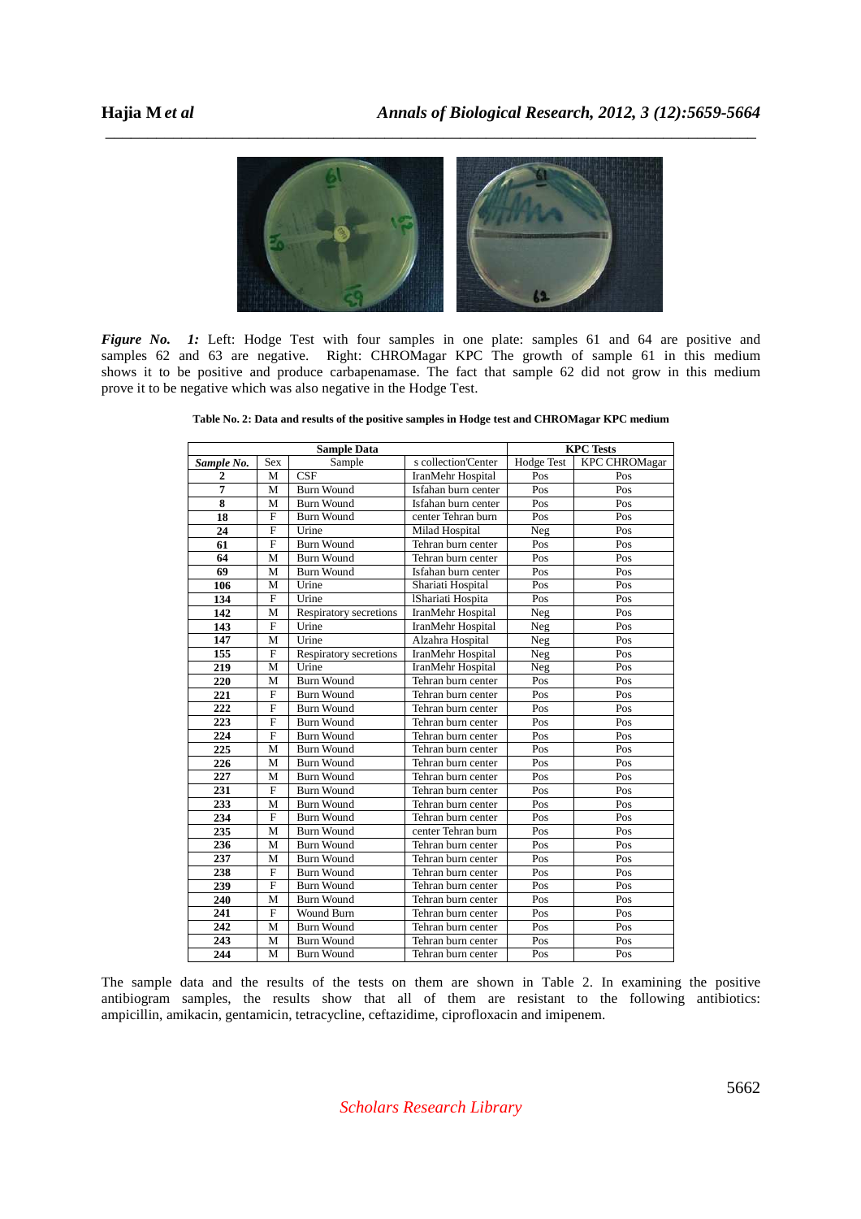**Figure No. 1:** Left: Hodge Test with four samples in one plate: samples 61 and 64 are positive and samples 62 and 63 are negative. Right: CHROMagar KPC The growth of sample 61 in this medium shows it to be positive and produce carbapenamase. The fact that sample 62 did not grow in this medium prove it to be negative which was also negative in the Hodge Test.

**Table No. 2: Data and results of the positive samples in Hodge test and CHROMagar KPC medium**

| Sample Data | | | | KPC Tests | |
|---|---|---|---|---|---|
| ***Sample No.*** | Sex | Sample | s collection'Center | Hodge Test | KPC CHROMagar |
| **2** | M | CSF | IranMehr Hospital | Pos | Pos |
| **7** | M | Burn Wound | Isfahan burn center | Pos | Pos |
| **8** | M | Burn Wound | Isfahan burn center | Pos | Pos |
| **18** | F | Burn Wound | center Tehran burn | Pos | Pos |
| **24** | F | Urine | Milad Hospital | Neg | Pos |
| **61** | F | Burn Wound | Tehran burn center | Pos | Pos |
| **64** | M | Burn Wound | Tehran burn center | Pos | Pos |
| **69** | M | Burn Wound | Isfahan burn center | Pos | Pos |
| **106** | M | Urine | Shariati Hospital | Pos | Pos |
| **134** | F | Urine | lShariati Hospita | Pos | Pos |
| **142** | M | Respiratory secretions | IranMehr Hospital | Neg | Pos |
| **143** | F | Urine | IranMehr Hospital | Neg | Pos |
| **147** | M | Urine | Alzahra Hospital | Neg | Pos |
| **155** | F | Respiratory secretions | IranMehr Hospital | Neg | Pos |
| **219** | M | Urine | IranMehr Hospital | Neg | Pos |
| **220** | M | Burn Wound | Tehran burn center | Pos | Pos |
| **221** | F | Burn Wound | Tehran burn center | Pos | Pos |
| **222** | F | Burn Wound | Tehran burn center | Pos | Pos |
| **223** | F | Burn Wound | Tehran burn center | Pos | Pos |
| **224** | F | Burn Wound | Tehran burn center | Pos | Pos |
| **225** | M | Burn Wound | Tehran burn center | Pos | Pos |
| **226** | M | Burn Wound | Tehran burn center | Pos | Pos |
| **227** | M | Burn Wound | Tehran burn center | Pos | Pos |
| **231** | F | Burn Wound | Tehran burn center | Pos | Pos |
| **233** | M | Burn Wound | Tehran burn center | Pos | Pos |
| **234** | F | Burn Wound | Tehran burn center | Pos | Pos |
| **235** | M | Burn Wound | center Tehran burn | Pos | Pos |
| **236** | M | Burn Wound | Tehran burn center | Pos | Pos |
| **237** | M | Burn Wound | Tehran burn center | Pos | Pos |
| **238** | F | Burn Wound | Tehran burn center | Pos | Pos |
| **239** | F | Burn Wound | Tehran burn center | Pos | Pos |
| **240** | M | Burn Wound | Tehran burn center | Pos | Pos |
| **241** | F | Wound Burn | Tehran burn center | Pos | Pos |
| **242** | M | Burn Wound | Tehran burn center | Pos | Pos |
| **243** | M | Burn Wound | Tehran burn center | Pos | Pos |
| **244** | M | Burn Wound | Tehran burn center | Pos | Pos |

The sample data and the results of the tests on them are shown in Table 2. In examining the positive antibiogram samples, the results show that all of them are resistant to the following antibiotics: ampicillin, amikacin, gentamicin, tetracycline, ceftazidime, ciprofloxacin and imipenem.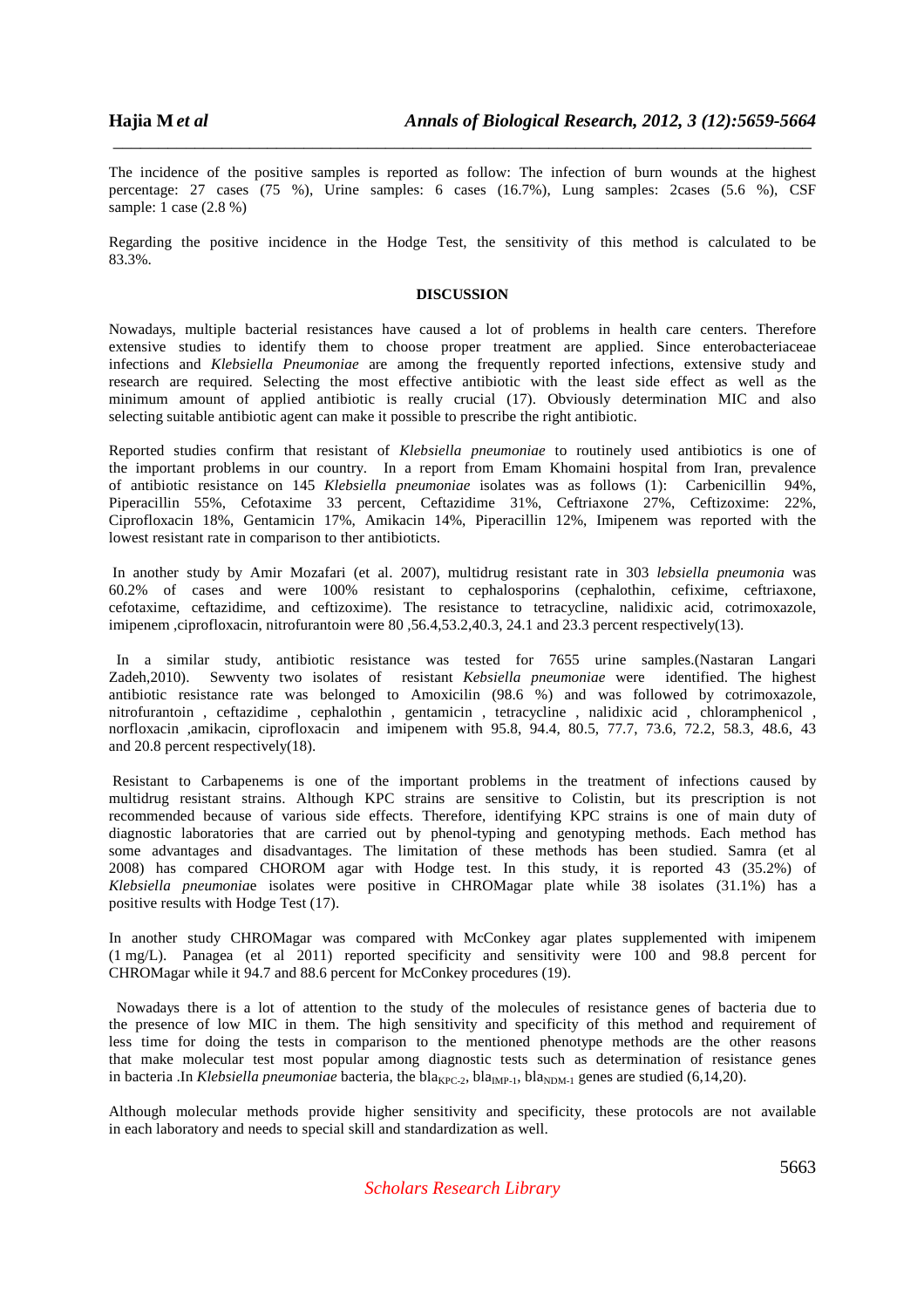The incidence of the positive samples is reported as follow: The infection of burn wounds at the highest percentage: 27 cases (75 %), Urine samples: 6 cases (16.7%), Lung samples: 2cases (5.6 %), CSF sample: 1 case (2.8 %)

Regarding the positive incidence in the Hodge Test, the sensitivity of this method is calculated to be 83.3%.

## DISCUSSION

Nowadays, multiple bacterial resistances have caused a lot of problems in health care centers. Therefore extensive studies to identify them to choose proper treatment are applied. Since enterobacteriaceae infections and *Klebsiella Pneumoniae* are among the frequently reported infections, extensive study and research are required. Selecting the most effective antibiotic with the least side effect as well as the minimum amount of applied antibiotic is really crucial (17). Obviously determination MIC and also selecting suitable antibiotic agent can make it possible to prescribe the right antibiotic.

Reported studies confirm that resistant of *Klebsiella pneumoniae* to routinely used antibiotics is one of the important problems in our country. In a report from Emam Khomaini hospital from Iran, prevalence of antibiotic resistance on 145 *Klebsiella pneumoniae* isolates was as follows (1): Carbenicillin 94%, Piperacillin 55%, Cefotaxime 33 percent, Ceftazidime 31%, Ceftriaxone 27%, Ceftizoxime: 22%, Ciprofloxacin 18%, Gentamicin 17%, Amikacin 14%, Piperacillin 12%, Imipenem was reported with the lowest resistant rate in comparison to ther antibiotics.

In another study by Amir Mozafari (et al. 2007), multidrug resistant rate in 303 *lebsiella pneumonia* was 60.2% of cases and were 100% resistant to cephalosporins (cephalothin, cefixime, ceftriaxone, cefotaxime, ceftazidime, and ceftizoxime). The resistance to tetracycline, nalidixic acid, cotrimoxazole, imipenem ,ciprofloxacin, nitrofurantoin were 80 ,56.4,53.2,40.3, 24.1 and 23.3 percent respectively(13).

In a similar study, antibiotic resistance was tested for 7655 urine samples.(Nastaran Langari Zadeh,2010). Sewventy two isolates of resistant *Kebsiella pneumoniae* were identified. The highest antibiotic resistance rate was belonged to Amoxicilin (98.6 %) and was followed by cotrimoxazole, nitrofurantoin , ceftazidime , cephalothin , gentamicin , tetracycline , nalidixic acid , chloramphenicol , norfloxacin ,amikacin, ciprofloxacin and imipenem with 95.8, 94.4, 80.5, 77.7, 73.6, 72.2, 58.3, 48.6, 43 and 20.8 percent respectively(18).

Resistant to Carbapenems is one of the important problems in the treatment of infections caused by multidrug resistant strains. Although KPC strains are sensitive to Colistin, but its prescription is not recommended because of various side effects. Therefore, identifying KPC strains is one of main duty of diagnostic laboratories that are carried out by phenol-typing and genotyping methods. Each method has some advantages and disadvantages. The limitation of these methods has been studied. Samra (et al 2008) has compared CHOROM agar with Hodge test. In this study, it is reported 43 (35.2%) of *Klebsiella pneumoniae* isolates were positive in CHROMagar plate while 38 isolates (31.1%) has a positive results with Hodge Test (17).

In another study CHROMagar was compared with McConkey agar plates supplemented with imipenem (1 mg/L). Panagea (et al 2011) reported specificity and sensitivity were 100 and 98.8 percent for CHROMagar while it 94.7 and 88.6 percent for McConkey procedures (19).

Nowadays there is a lot of attention to the study of the molecules of resistance genes of bacteria due to the presence of low MIC in them. The high sensitivity and specificity of this method and requirement of less time for doing the tests in comparison to the mentioned phenotype methods are the other reasons that make molecular test most popular among diagnostic tests such as determination of resistance genes in bacteria .In *Klebsiella pneumoniae* bacteria, the $bla_{KPC-2}$, $bla_{IMP-1}$, $bla_{NDM-1}$ genes are studied (6,14,20).

Although molecular methods provide higher sensitivity and specificity, these protocols are not available in each laboratory and needs to special skill and standardization as well.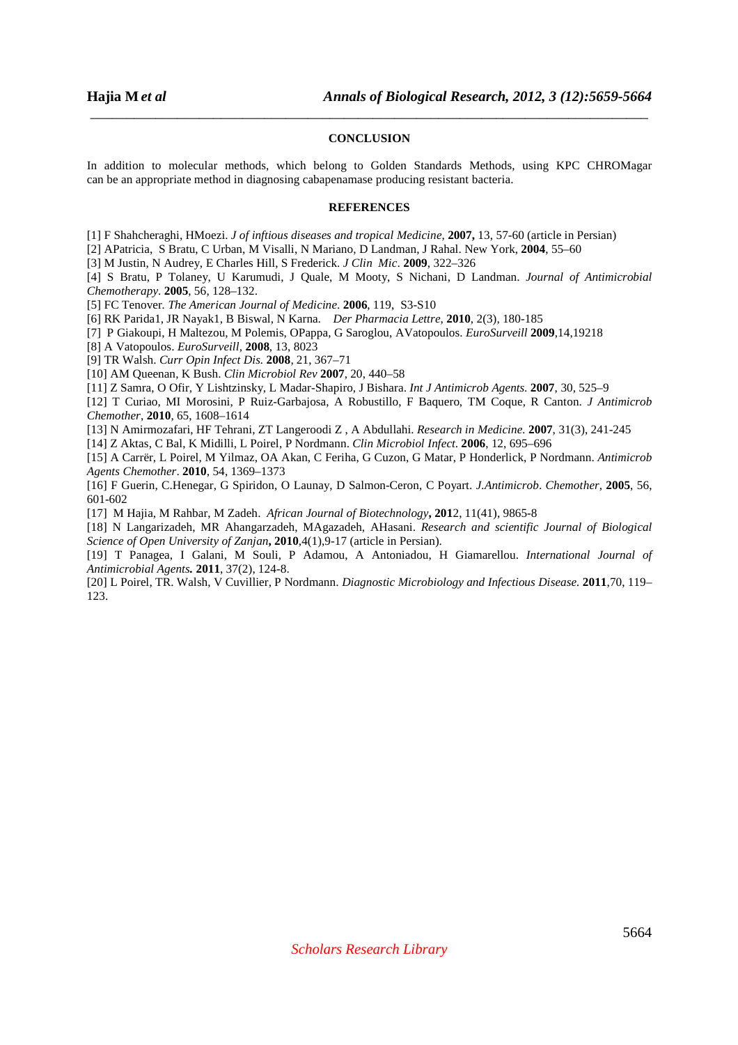## CONCLUSION

In addition to molecular methods, which belong to Golden Standards Methods, using KPC CHROMagar can be an appropriate method in diagnosing cabapenamase producing resistant bacteria.

## REFERENCES

[1] F Shahcheraghi, HMoezi. *J of inftious diseases and tropical Medicine*, **2007,** 13, 57-60 (article in Persian)

[2] APatricia, S Bratu, C Urban, M Visalli, N Mariano, D Landman, J Rahal. New York, **2004**, 55–60

[3] M Justin, N Audrey, E Charles Hill, S Frederick. *J Clin Mic*. **2009**, 322–326

[4] S Bratu, P Tolaney, U Karumudi, J Quale, M Mooty, S Nichani, D Landman. *Journal of Antimicrobial Chemotherapy*. **2005**, 56, 128–132.

[5] FC Tenover. *The American Journal of Medicine*. **2006**, 119, S3-S10

[6] RK Parida1, JR Nayak1, B Biswal, N Karna. *Der Pharmacia Lettre*, **2010**, 2(3), 180-185

[7] P Giakoupi, H Maltezou, M Polemis, OPappa, G Saroglou, AVatopoulos. *EuroSurveill* **2009**,14,19218

[8] A Vatopoulos. *EuroSurveill*, **2008**, 13, 8023

[9] TR Walsh. *Curr Opin Infect Dis.* **2008**, 21, 367–71

[10] AM Queenan, K Bush. *Clin Microbiol Rev* **2007**, 20, 440–58

[11] Z Samra, O Ofir, Y Lishtzinsky, L Madar-Shapiro, J Bishara. *Int J Antimicrob Agents.* **2007**, 30, 525–9

[12] T Curiao, MI Morosini, P Ruiz-Garbajosa, A Robustillo, F Baquero, TM Coque, R Canton. *J Antimicrob Chemother*, **2010**, 65, 1608–1614

[13] N Amirmozafari, HF Tehrani, ZT Langeroodi Z , A Abdullahi. *Research in Medicine.* **2007**, 31(3), 241-245

[14] Z Aktas, C Bal, K Midilli, L Poirel, P Nordmann. *Clin Microbiol Infect*. **2006**, 12, 695–696

[15] A Carrër, L Poirel, M Yilmaz, OA Akan, C Feriha, G Cuzon, G Matar, P Honderlick, P Nordmann. *Antimicrob Agents Chemother*. **2010**, 54, 1369–1373

[16] F Guerin, C.Henegar, G Spiridon, O Launay, D Salmon-Ceron, C Poyart. *J.Antimicrob*. *Chemother*, **2005**, 56, 601-602

[17] M Hajia, M Rahbar, M Zadeh. *African Journal of Biotechnology***, 201**2, 11(41), 9865-8

[18] N Langarizadeh, MR Ahangarzadeh, MAgazadeh, AHasani. *Research and scientific Journal of Biological Science of Open University of Zanjan***, 2010**,4(1),9-17 (article in Persian).

[19] T Panagea, I Galani, M Souli, P Adamou, A Antoniadou, H Giamarellou. *International Journal of Antimicrobial Agents.* **2011**, 37(2), 124-8.

[20] L Poirel, TR. Walsh, V Cuvillier, P Nordmann. *Diagnostic Microbiology and Infectious Disease.* **2011**,70, 119–123.